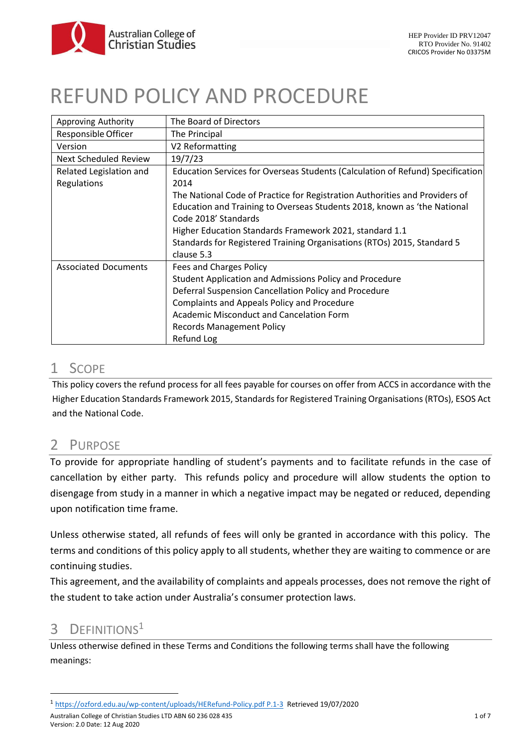# REFUND POLICY AND PROCEDURE

| | |
|---|---|
| Approving Authority | The Board of Directors |
| Responsible Officer | The Principal |
| Version | V2 Reformatting |
| Next Scheduled Review | 19/7/23 |
| Related Legislation and Regulations | Education Services for Overseas Students (Calculation of Refund) Specification 2014<br>The National Code of Practice for Registration Authorities and Providers of Education and Training to Overseas Students 2018, known as 'the National Code 2018' Standards<br>Higher Education Standards Framework 2021, standard 1.1<br>Standards for Registered Training Organisations (RTOs) 2015, Standard 5 clause 5.3 |
| Associated Documents | Fees and Charges Policy<br>Student Application and Admissions Policy and Procedure<br>Deferral Suspension Cancellation Policy and Procedure<br>Complaints and Appeals Policy and Procedure<br>Academic Misconduct and Cancelation Form<br>Records Management Policy<br>Refund Log |

## 1 Scope

This policy covers the refund process for all fees payable for courses on offer from ACCS in accordance with the Higher Education Standards Framework 2015, Standards for Registered Training Organisations (RTOs), ESOS Act and the National Code.

## 2 Purpose

To provide for appropriate handling of student's payments and to facilitate refunds in the case of cancellation by either party. This refunds policy and procedure will allow students the option to disengage from study in a manner in which a negative impact may be negated or reduced, depending upon notification time frame.

Unless otherwise stated, all refunds of fees will only be granted in accordance with this policy. The terms and conditions of this policy apply to all students, whether they are waiting to commence or are continuing studies.

This agreement, and the availability of complaints and appeals processes, does not remove the right of the student to take action under Australia's consumer protection laws.

## 3 Definitions[1]

Unless otherwise defined in these Terms and Conditions the following terms shall have the following meanings:

[1] https://ozford.edu.au/wp-content/uploads/HERefund-Policy.pdf P.1-3 Retrieved 19/07/2020

Australian College of Christian Studies LTD ABN 60 236 028 435
Version: 2.0 Date: 12 Aug 2020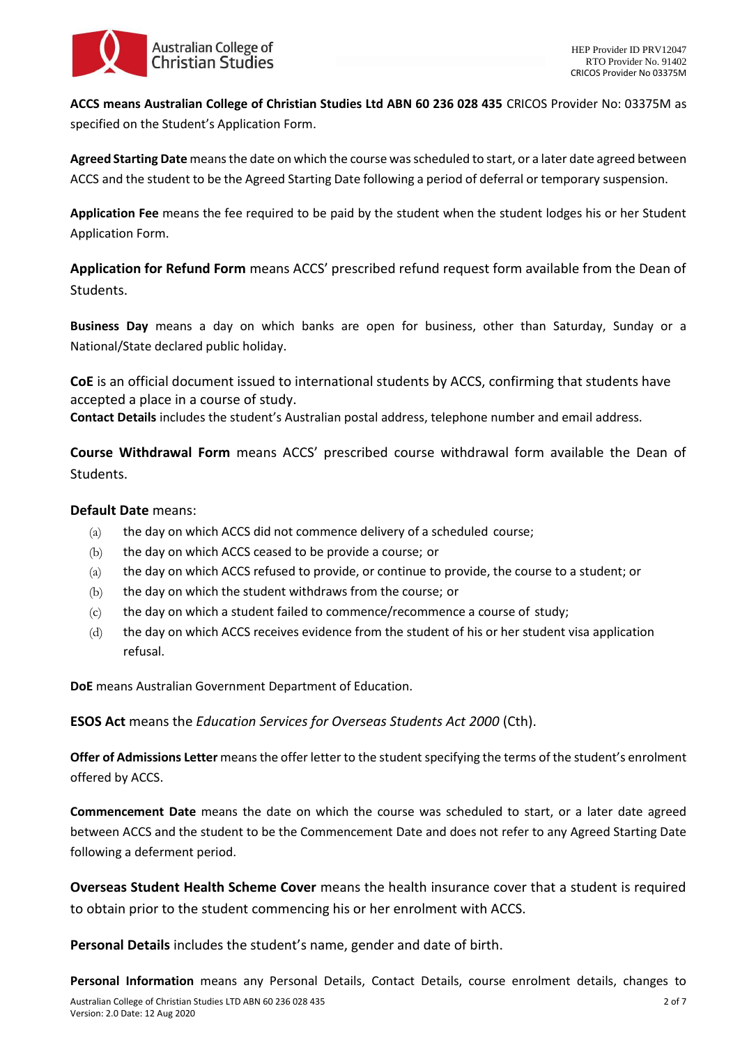**ACCS means Australian College of Christian Studies Ltd ABN 60 236 028 435** CRICOS Provider No: 03375M as specified on the Student's Application Form.

**Agreed Starting Date** means the date on which the course was scheduled to start, or a later date agreed between ACCS and the student to be the Agreed Starting Date following a period of deferral or temporary suspension.

**Application Fee** means the fee required to be paid by the student when the student lodges his or her Student Application Form.

**Application for Refund Form** means ACCS' prescribed refund request form available from the Dean of Students.

**Business Day** means a day on which banks are open for business, other than Saturday, Sunday or a National/State declared public holiday.

**CoE** is an official document issued to international students by ACCS, confirming that students have accepted a place in a course of study.

**Contact Details** includes the student's Australian postal address, telephone number and email address.

**Course Withdrawal Form** means ACCS' prescribed course withdrawal form available the Dean of Students.

**Default Date** means:

(a) the day on which ACCS did not commence delivery of a scheduled course;

(b) the day on which ACCS ceased to be provide a course; or

(a) the day on which ACCS refused to provide, or continue to provide, the course to a student; or

(b) the day on which the student withdraws from the course; or

(c) the day on which a student failed to commence/recommence a course of study;

(d) the day on which ACCS receives evidence from the student of his or her student visa application refusal.

**DoE** means Australian Government Department of Education.

**ESOS Act** means the *Education Services for Overseas Students Act 2000* (Cth).

**Offer of Admissions Letter** means the offer letter to the student specifying the terms of the student's enrolment offered by ACCS.

**Commencement Date** means the date on which the course was scheduled to start, or a later date agreed between ACCS and the student to be the Commencement Date and does not refer to any Agreed Starting Date following a deferment period.

**Overseas Student Health Scheme Cover** means the health insurance cover that a student is required to obtain prior to the student commencing his or her enrolment with ACCS.

**Personal Details** includes the student's name, gender and date of birth.

**Personal Information** means any Personal Details, Contact Details, course enrolment details, changes to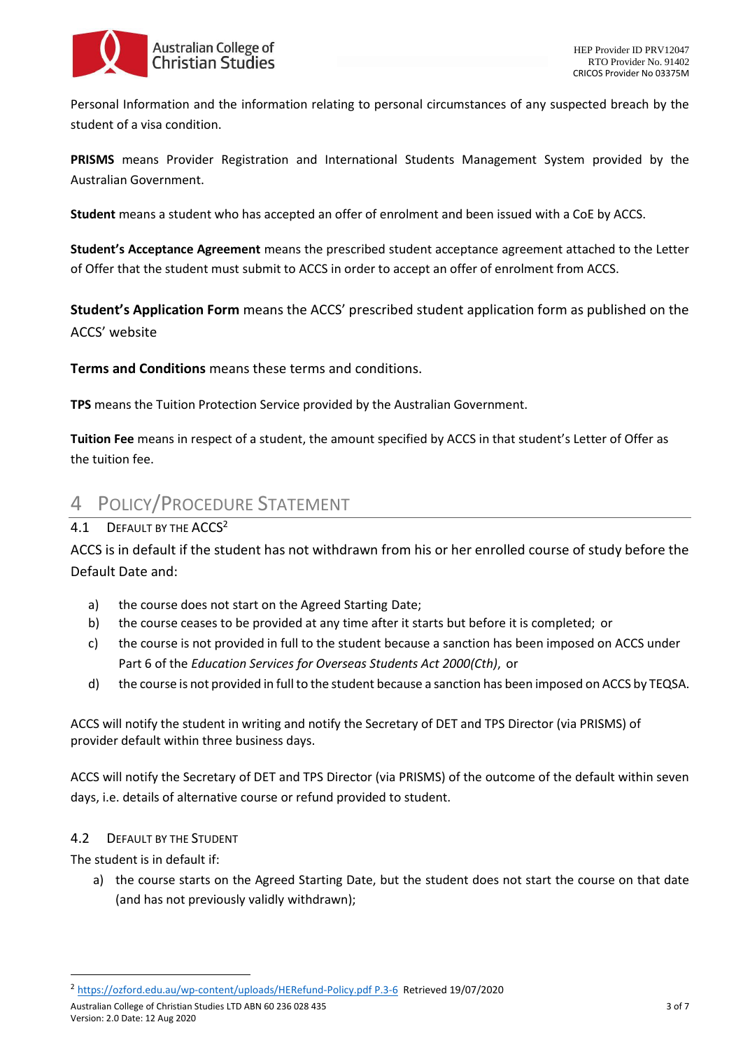Personal Information and the information relating to personal circumstances of any suspected breach by the student of a visa condition.

**PRISMS** means Provider Registration and International Students Management System provided by the Australian Government.

**Student** means a student who has accepted an offer of enrolment and been issued with a CoE by ACCS.

**Student's Acceptance Agreement** means the prescribed student acceptance agreement attached to the Letter of Offer that the student must submit to ACCS in order to accept an offer of enrolment from ACCS.

**Student's Application Form** means the ACCS' prescribed student application form as published on the ACCS' website

**Terms and Conditions** means these terms and conditions.

**TPS** means the Tuition Protection Service provided by the Australian Government.

**Tuition Fee** means in respect of a student, the amount specified by ACCS in that student's Letter of Offer as the tuition fee.

# 4 Policy/Procedure Statement

## 4.1 Default by the ACCS[2]

ACCS is in default if the student has not withdrawn from his or her enrolled course of study before the Default Date and:

a) the course does not start on the Agreed Starting Date;
b) the course ceases to be provided at any time after it starts but before it is completed; or
c) the course is not provided in full to the student because a sanction has been imposed on ACCS under Part 6 of the *Education Services for Overseas Students Act 2000(Cth)*, or
d) the course is not provided in full to the student because a sanction has been imposed on ACCS by TEQSA.

ACCS will notify the student in writing and notify the Secretary of DET and TPS Director (via PRISMS) of provider default within three business days.

ACCS will notify the Secretary of DET and TPS Director (via PRISMS) of the outcome of the default within seven days, i.e. details of alternative course or refund provided to student.

## 4.2 Default by the Student

The student is in default if:

a) the course starts on the Agreed Starting Date, but the student does not start the course on that date (and has not previously validly withdrawn);

[2] https://ozford.edu.au/wp-content/uploads/HERefund-Policy.pdf P.3-6 Retrieved 19/07/2020

Australian College of Christian Studies LTD ABN 60 236 028 435
Version: 2.0 Date: 12 Aug 2020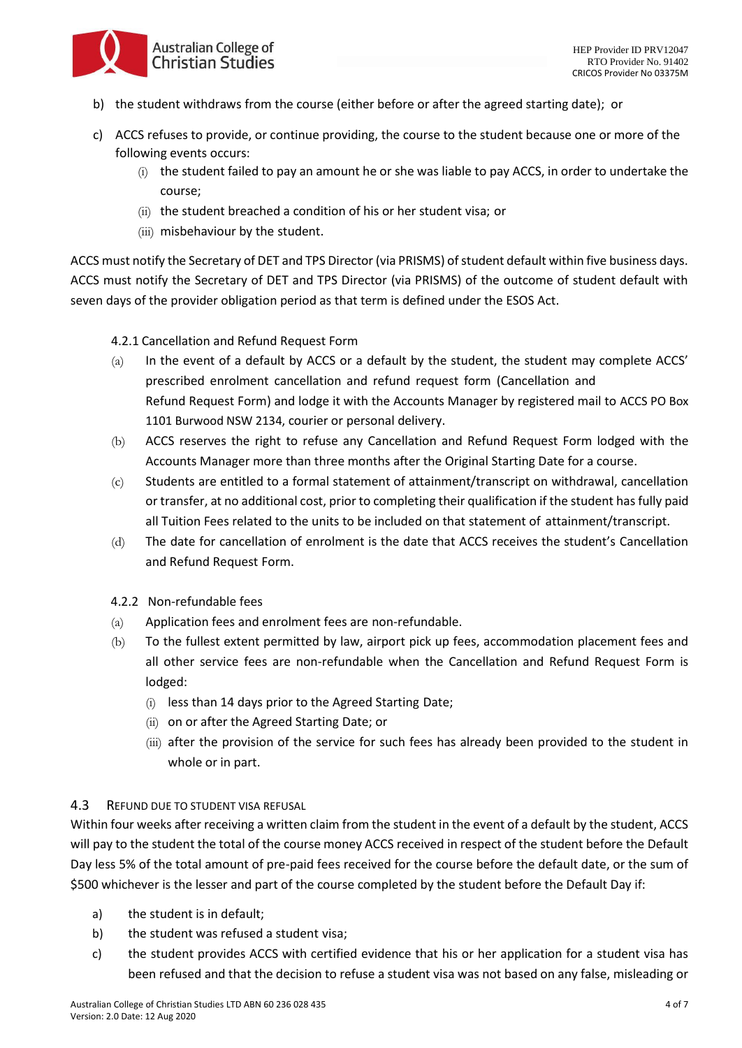b) the student withdraws from the course (either before or after the agreed starting date); or

c) ACCS refuses to provide, or continue providing, the course to the student because one or more of the following events occurs:
   (i) the student failed to pay an amount he or she was liable to pay ACCS, in order to undertake the course;
   (ii) the student breached a condition of his or her student visa; or
   (iii) misbehaviour by the student.

ACCS must notify the Secretary of DET and TPS Director (via PRISMS) of student default within five business days. ACCS must notify the Secretary of DET and TPS Director (via PRISMS) of the outcome of student default with seven days of the provider obligation period as that term is defined under the ESOS Act.

#### 4.2.1 Cancellation and Refund Request Form

(a) In the event of a default by ACCS or a default by the student, the student may complete ACCS' prescribed enrolment cancellation and refund request form (Cancellation and Refund Request Form) and lodge it with the Accounts Manager by registered mail to ACCS PO Box 1101 Burwood NSW 2134, courier or personal delivery.

(b) ACCS reserves the right to refuse any Cancellation and Refund Request Form lodged with the Accounts Manager more than three months after the Original Starting Date for a course.

(c) Students are entitled to a formal statement of attainment/transcript on withdrawal, cancellation or transfer, at no additional cost, prior to completing their qualification if the student has fully paid all Tuition Fees related to the units to be included on that statement of attainment/transcript.

(d) The date for cancellation of enrolment is the date that ACCS receives the student's Cancellation and Refund Request Form.

#### 4.2.2 Non-refundable fees

(a) Application fees and enrolment fees are non-refundable.

(b) To the fullest extent permitted by law, airport pick up fees, accommodation placement fees and all other service fees are non-refundable when the Cancellation and Refund Request Form is lodged:
   (i) less than 14 days prior to the Agreed Starting Date;
   (ii) on or after the Agreed Starting Date; or
   (iii) after the provision of the service for such fees has already been provided to the student in whole or in part.

### 4.3 Refund due to student visa refusal

Within four weeks after receiving a written claim from the student in the event of a default by the student, ACCS will pay to the student the total of the course money ACCS received in respect of the student before the Default Day less 5% of the total amount of pre-paid fees received for the course before the default date, or the sum of $500 whichever is the lesser and part of the course completed by the student before the Default Day if:

a) the student is in default;

b) the student was refused a student visa;

c) the student provides ACCS with certified evidence that his or her application for a student visa has been refused and that the decision to refuse a student visa was not based on any false, misleading or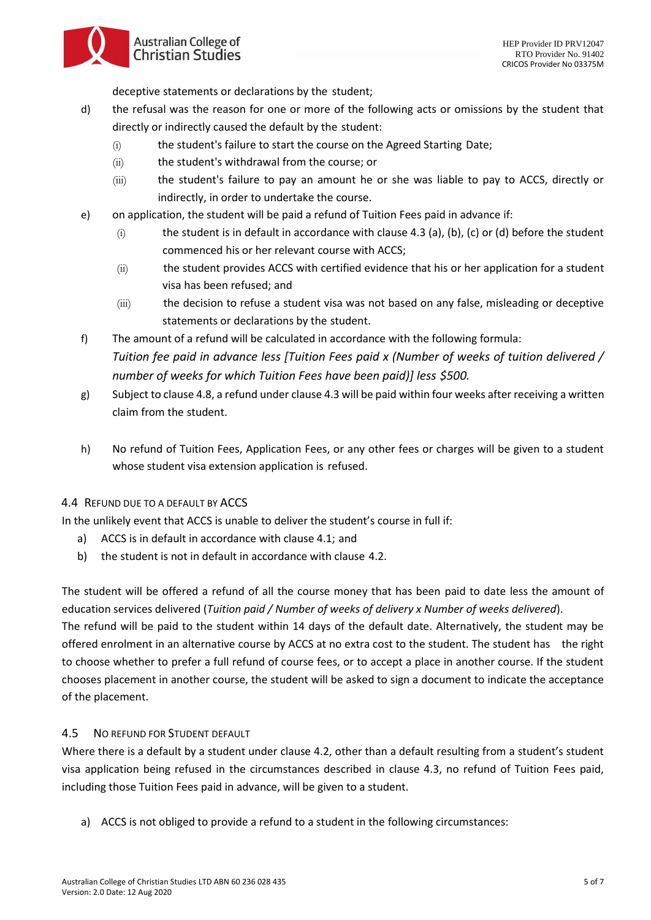deceptive statements or declarations by the student;

d) the refusal was the reason for one or more of the following acts or omissions by the student that directly or indirectly caused the default by the student:
   (i) the student's failure to start the course on the Agreed Starting Date;
   (ii) the student's withdrawal from the course; or
   (iii) the student's failure to pay an amount he or she was liable to pay to ACCS, directly or indirectly, in order to undertake the course.

e) on application, the student will be paid a refund of Tuition Fees paid in advance if:
   (i) the student is in default in accordance with clause 4.3 (a), (b), (c) or (d) before the student commenced his or her relevant course with ACCS;
   (ii) the student provides ACCS with certified evidence that his or her application for a student visa has been refused; and
   (iii) the decision to refuse a student visa was not based on any false, misleading or deceptive statements or declarations by the student.

f) The amount of a refund will be calculated in accordance with the following formula:
   *Tuition fee paid in advance less [Tuition Fees paid x (Number of weeks of tuition delivered / number of weeks for which Tuition Fees have been paid)] less $500.*

g) Subject to clause 4.8, a refund under clause 4.3 will be paid within four weeks after receiving a written claim from the student.

h) No refund of Tuition Fees, Application Fees, or any other fees or charges will be given to a student whose student visa extension application is refused.

### 4.4 Refund due to a default by ACCS

In the unlikely event that ACCS is unable to deliver the student's course in full if:

a) ACCS is in default in accordance with clause 4.1; and
b) the student is not in default in accordance with clause 4.2.

The student will be offered a refund of all the course money that has been paid to date less the amount of education services delivered (*Tuition paid / Number of weeks of delivery x Number of weeks delivered*).

The refund will be paid to the student within 14 days of the default date. Alternatively, the student may be offered enrolment in an alternative course by ACCS at no extra cost to the student. The student has the right to choose whether to prefer a full refund of course fees, or to accept a place in another course. If the student chooses placement in another course, the student will be asked to sign a document to indicate the acceptance of the placement.

### 4.5 No refund for Student default

Where there is a default by a student under clause 4.2, other than a default resulting from a student's student visa application being refused in the circumstances described in clause 4.3, no refund of Tuition Fees paid, including those Tuition Fees paid in advance, will be given to a student.

a) ACCS is not obliged to provide a refund to a student in the following circumstances: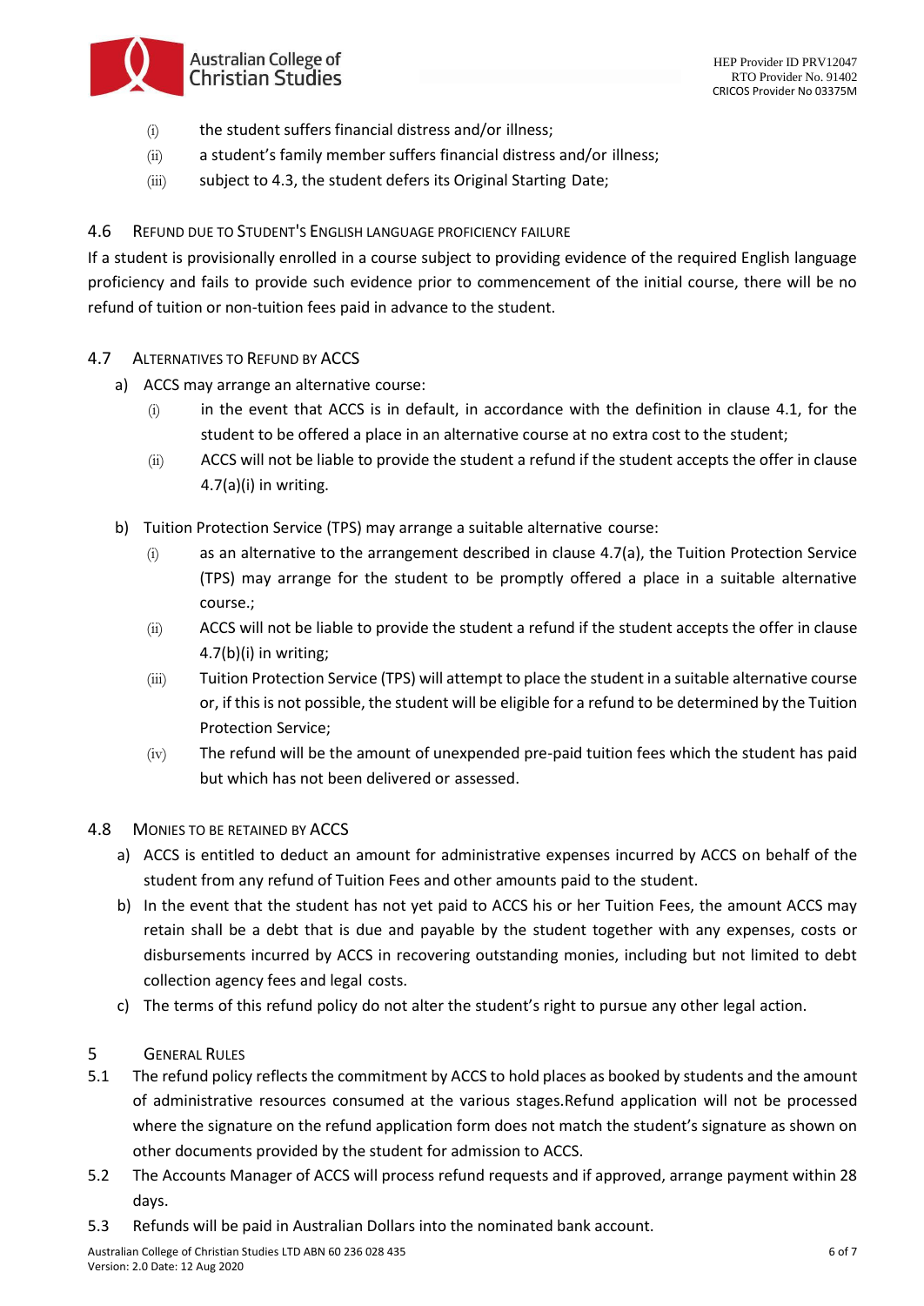(i) the student suffers financial distress and/or illness;

(ii) a student's family member suffers financial distress and/or illness;

(iii) subject to 4.3, the student defers its Original Starting Date;

### 4.6 Refund due to Student's English language proficiency failure

If a student is provisionally enrolled in a course subject to providing evidence of the required English language proficiency and fails to provide such evidence prior to commencement of the initial course, there will be no refund of tuition or non-tuition fees paid in advance to the student.

### 4.7 Alternatives to Refund by ACCS

a) ACCS may arrange an alternative course:

(i) in the event that ACCS is in default, in accordance with the definition in clause 4.1, for the student to be offered a place in an alternative course at no extra cost to the student;

(ii) ACCS will not be liable to provide the student a refund if the student accepts the offer in clause 4.7(a)(i) in writing.

b) Tuition Protection Service (TPS) may arrange a suitable alternative course:

(i) as an alternative to the arrangement described in clause 4.7(a), the Tuition Protection Service (TPS) may arrange for the student to be promptly offered a place in a suitable alternative course.;

(ii) ACCS will not be liable to provide the student a refund if the student accepts the offer in clause 4.7(b)(i) in writing;

(iii) Tuition Protection Service (TPS) will attempt to place the student in a suitable alternative course or, if this is not possible, the student will be eligible for a refund to be determined by the Tuition Protection Service;

(iv) The refund will be the amount of unexpended pre-paid tuition fees which the student has paid but which has not been delivered or assessed.

### 4.8 Monies to be retained by ACCS

a) ACCS is entitled to deduct an amount for administrative expenses incurred by ACCS on behalf of the student from any refund of Tuition Fees and other amounts paid to the student.

b) In the event that the student has not yet paid to ACCS his or her Tuition Fees, the amount ACCS may retain shall be a debt that is due and payable by the student together with any expenses, costs or disbursements incurred by ACCS in recovering outstanding monies, including but not limited to debt collection agency fees and legal costs.

c) The terms of this refund policy do not alter the student's right to pursue any other legal action.

## 5 General Rules

5.1 The refund policy reflects the commitment by ACCS to hold places as booked by students and the amount of administrative resources consumed at the various stages.Refund application will not be processed where the signature on the refund application form does not match the student's signature as shown on other documents provided by the student for admission to ACCS.

5.2 The Accounts Manager of ACCS will process refund requests and if approved, arrange payment within 28 days.

5.3 Refunds will be paid in Australian Dollars into the nominated bank account.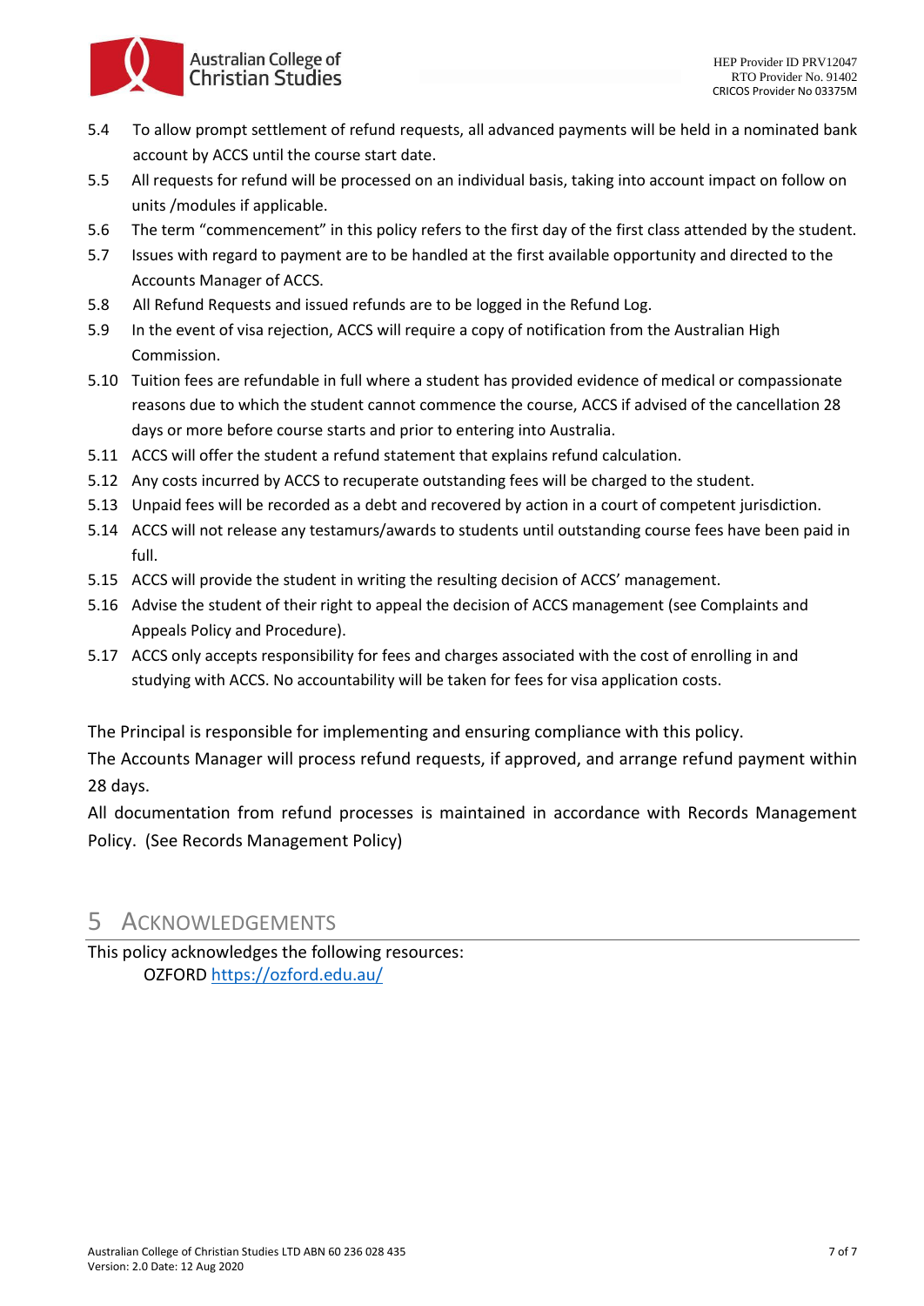5.4 To allow prompt settlement of refund requests, all advanced payments will be held in a nominated bank account by ACCS until the course start date.

5.5 All requests for refund will be processed on an individual basis, taking into account impact on follow on units /modules if applicable.

5.6 The term "commencement" in this policy refers to the first day of the first class attended by the student.

5.7 Issues with regard to payment are to be handled at the first available opportunity and directed to the Accounts Manager of ACCS.

5.8 All Refund Requests and issued refunds are to be logged in the Refund Log.

5.9 In the event of visa rejection, ACCS will require a copy of notification from the Australian High Commission.

5.10 Tuition fees are refundable in full where a student has provided evidence of medical or compassionate reasons due to which the student cannot commence the course, ACCS if advised of the cancellation 28 days or more before course starts and prior to entering into Australia.

5.11 ACCS will offer the student a refund statement that explains refund calculation.

5.12 Any costs incurred by ACCS to recuperate outstanding fees will be charged to the student.

5.13 Unpaid fees will be recorded as a debt and recovered by action in a court of competent jurisdiction.

5.14 ACCS will not release any testamurs/awards to students until outstanding course fees have been paid in full.

5.15 ACCS will provide the student in writing the resulting decision of ACCS' management.

5.16 Advise the student of their right to appeal the decision of ACCS management (see Complaints and Appeals Policy and Procedure).

5.17 ACCS only accepts responsibility for fees and charges associated with the cost of enrolling in and studying with ACCS. No accountability will be taken for fees for visa application costs.

The Principal is responsible for implementing and ensuring compliance with this policy.

The Accounts Manager will process refund requests, if approved, and arrange refund payment within 28 days.

All documentation from refund processes is maintained in accordance with Records Management Policy. (See Records Management Policy)

# 5 Acknowledgements

This policy acknowledges the following resources:

OZFORD https://ozford.edu.au/